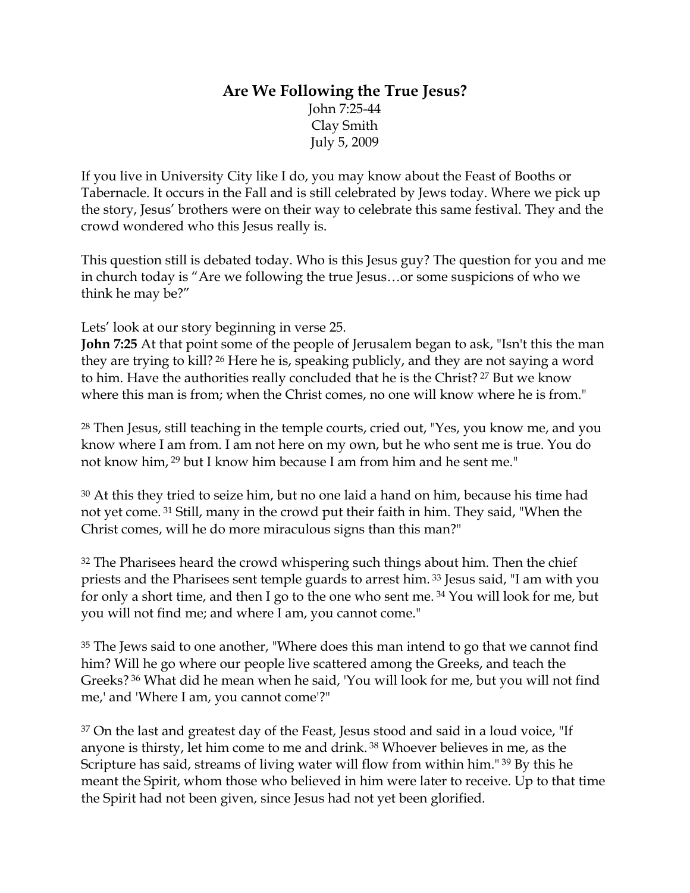# Are We Following the True Jesus?

John 7:25-44
Clay Smith
July 5, 2009

If you live in University City like I do, you may know about the Feast of Booths or Tabernacle. It occurs in the Fall and is still celebrated by Jews today. Where we pick up the story, Jesus' brothers were on their way to celebrate this same festival. They and the crowd wondered who this Jesus really is.

This question still is debated today. Who is this Jesus guy? The question for you and me in church today is "Are we following the true Jesus…or some suspicions of who we think he may be?"

Lets' look at our story beginning in verse 25.

**John 7:25** At that point some of the people of Jerusalem began to ask, "Isn't this the man they are trying to kill? [26] Here he is, speaking publicly, and they are not saying a word to him. Have the authorities really concluded that he is the Christ? [27] But we know where this man is from; when the Christ comes, no one will know where he is from."

[28] Then Jesus, still teaching in the temple courts, cried out, "Yes, you know me, and you know where I am from. I am not here on my own, but he who sent me is true. You do not know him, [29] but I know him because I am from him and he sent me."

[30] At this they tried to seize him, but no one laid a hand on him, because his time had not yet come. [31] Still, many in the crowd put their faith in him. They said, "When the Christ comes, will he do more miraculous signs than this man?"

[32] The Pharisees heard the crowd whispering such things about him. Then the chief priests and the Pharisees sent temple guards to arrest him. [33] Jesus said, "I am with you for only a short time, and then I go to the one who sent me. [34] You will look for me, but you will not find me; and where I am, you cannot come."

[35] The Jews said to one another, "Where does this man intend to go that we cannot find him? Will he go where our people live scattered among the Greeks, and teach the Greeks? [36] What did he mean when he said, 'You will look for me, but you will not find me,' and 'Where I am, you cannot come'?"

[37] On the last and greatest day of the Feast, Jesus stood and said in a loud voice, "If anyone is thirsty, let him come to me and drink. [38] Whoever believes in me, as the Scripture has said, streams of living water will flow from within him." [39] By this he meant the Spirit, whom those who believed in him were later to receive. Up to that time the Spirit had not been given, since Jesus had not yet been glorified.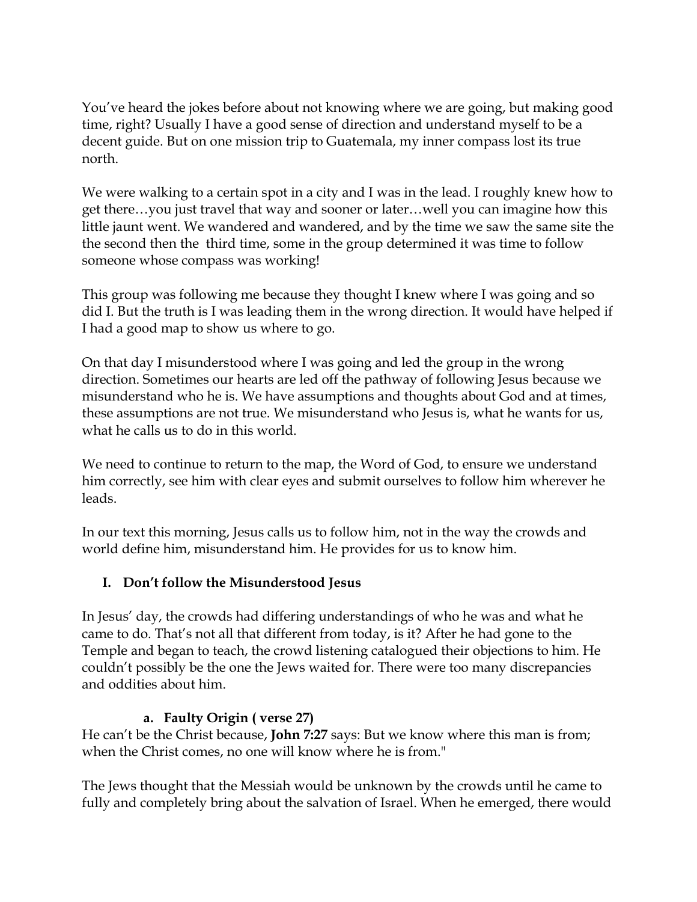You've heard the jokes before about not knowing where we are going, but making good time, right? Usually I have a good sense of direction and understand myself to be a decent guide. But on one mission trip to Guatemala, my inner compass lost its true north.

We were walking to a certain spot in a city and I was in the lead. I roughly knew how to get there…you just travel that way and sooner or later…well you can imagine how this little jaunt went. We wandered and wandered, and by the time we saw the same site the the second then the third time, some in the group determined it was time to follow someone whose compass was working!

This group was following me because they thought I knew where I was going and so did I. But the truth is I was leading them in the wrong direction. It would have helped if I had a good map to show us where to go.

On that day I misunderstood where I was going and led the group in the wrong direction. Sometimes our hearts are led off the pathway of following Jesus because we misunderstand who he is. We have assumptions and thoughts about God and at times, these assumptions are not true. We misunderstand who Jesus is, what he wants for us, what he calls us to do in this world.

We need to continue to return to the map, the Word of God, to ensure we understand him correctly, see him with clear eyes and submit ourselves to follow him wherever he leads.

In our text this morning, Jesus calls us to follow him, not in the way the crowds and world define him, misunderstand him. He provides for us to know him.

## I. Don't follow the Misunderstood Jesus

In Jesus' day, the crowds had differing understandings of who he was and what he came to do. That's not all that different from today, is it? After he had gone to the Temple and began to teach, the crowd listening catalogued their objections to him. He couldn't possibly be the one the Jews waited for. There were too many discrepancies and oddities about him.

### a. Faulty Origin ( verse 27)

He can't be the Christ because, **John 7:27** says: But we know where this man is from; when the Christ comes, no one will know where he is from."

The Jews thought that the Messiah would be unknown by the crowds until he came to fully and completely bring about the salvation of Israel. When he emerged, there would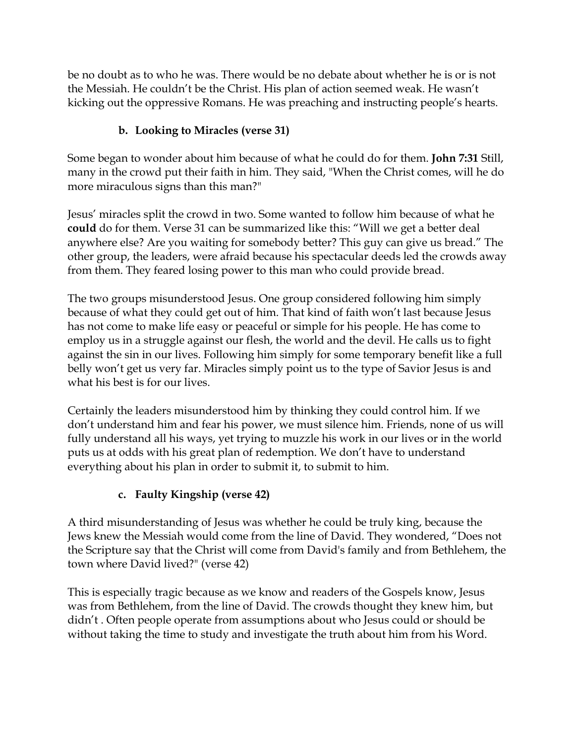be no doubt as to who he was. There would be no debate about whether he is or is not the Messiah. He couldn't be the Christ. His plan of action seemed weak. He wasn't kicking out the oppressive Romans. He was preaching and instructing people's hearts.

### b. Looking to Miracles (verse 31)

Some began to wonder about him because of what he could do for them. **John 7:31** Still, many in the crowd put their faith in him. They said, "When the Christ comes, will he do more miraculous signs than this man?"

Jesus' miracles split the crowd in two. Some wanted to follow him because of what he **could** do for them. Verse 31 can be summarized like this: "Will we get a better deal anywhere else? Are you waiting for somebody better? This guy can give us bread." The other group, the leaders, were afraid because his spectacular deeds led the crowds away from them. They feared losing power to this man who could provide bread.

The two groups misunderstood Jesus. One group considered following him simply because of what they could get out of him. That kind of faith won't last because Jesus has not come to make life easy or peaceful or simple for his people. He has come to employ us in a struggle against our flesh, the world and the devil. He calls us to fight against the sin in our lives. Following him simply for some temporary benefit like a full belly won't get us very far. Miracles simply point us to the type of Savior Jesus is and what his best is for our lives.

Certainly the leaders misunderstood him by thinking they could control him. If we don't understand him and fear his power, we must silence him. Friends, none of us will fully understand all his ways, yet trying to muzzle his work in our lives or in the world puts us at odds with his great plan of redemption. We don't have to understand everything about his plan in order to submit it, to submit to him.

### c. Faulty Kingship (verse 42)

A third misunderstanding of Jesus was whether he could be truly king, because the Jews knew the Messiah would come from the line of David. They wondered, "Does not the Scripture say that the Christ will come from David's family and from Bethlehem, the town where David lived?" (verse 42)

This is especially tragic because as we know and readers of the Gospels know, Jesus was from Bethlehem, from the line of David. The crowds thought they knew him, but didn't . Often people operate from assumptions about who Jesus could or should be without taking the time to study and investigate the truth about him from his Word.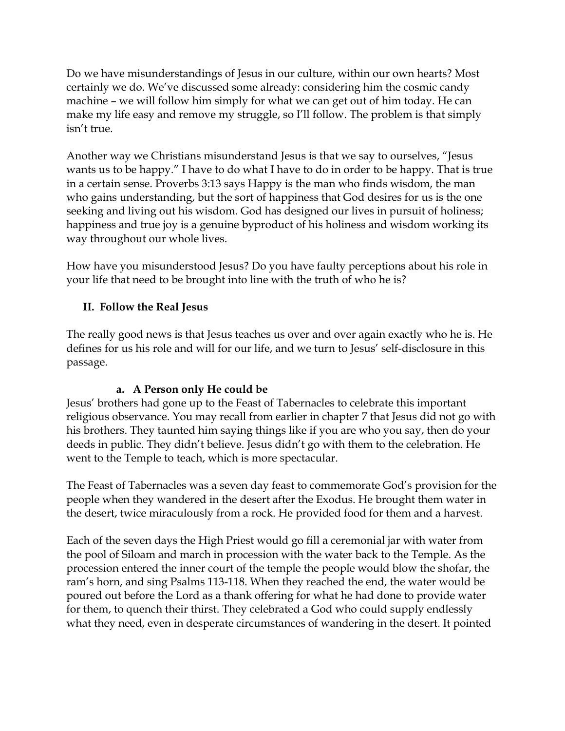Do we have misunderstandings of Jesus in our culture, within our own hearts? Most certainly we do. We've discussed some already: considering him the cosmic candy machine – we will follow him simply for what we can get out of him today. He can make my life easy and remove my struggle, so I'll follow. The problem is that simply isn't true.

Another way we Christians misunderstand Jesus is that we say to ourselves, "Jesus wants us to be happy." I have to do what I have to do in order to be happy. That is true in a certain sense. Proverbs 3:13 says Happy is the man who finds wisdom, the man who gains understanding, but the sort of happiness that God desires for us is the one seeking and living out his wisdom. God has designed our lives in pursuit of holiness; happiness and true joy is a genuine byproduct of his holiness and wisdom working its way throughout our whole lives.

How have you misunderstood Jesus? Do you have faulty perceptions about his role in your life that need to be brought into line with the truth of who he is?

## II. Follow the Real Jesus

The really good news is that Jesus teaches us over and over again exactly who he is. He defines for us his role and will for our life, and we turn to Jesus' self-disclosure in this passage.

### a. A Person only He could be

Jesus' brothers had gone up to the Feast of Tabernacles to celebrate this important religious observance. You may recall from earlier in chapter 7 that Jesus did not go with his brothers. They taunted him saying things like if you are who you say, then do your deeds in public. They didn't believe. Jesus didn't go with them to the celebration. He went to the Temple to teach, which is more spectacular.

The Feast of Tabernacles was a seven day feast to commemorate God's provision for the people when they wandered in the desert after the Exodus. He brought them water in the desert, twice miraculously from a rock. He provided food for them and a harvest.

Each of the seven days the High Priest would go fill a ceremonial jar with water from the pool of Siloam and march in procession with the water back to the Temple. As the procession entered the inner court of the temple the people would blow the shofar, the ram's horn, and sing Psalms 113-118. When they reached the end, the water would be poured out before the Lord as a thank offering for what he had done to provide water for them, to quench their thirst. They celebrated a God who could supply endlessly what they need, even in desperate circumstances of wandering in the desert. It pointed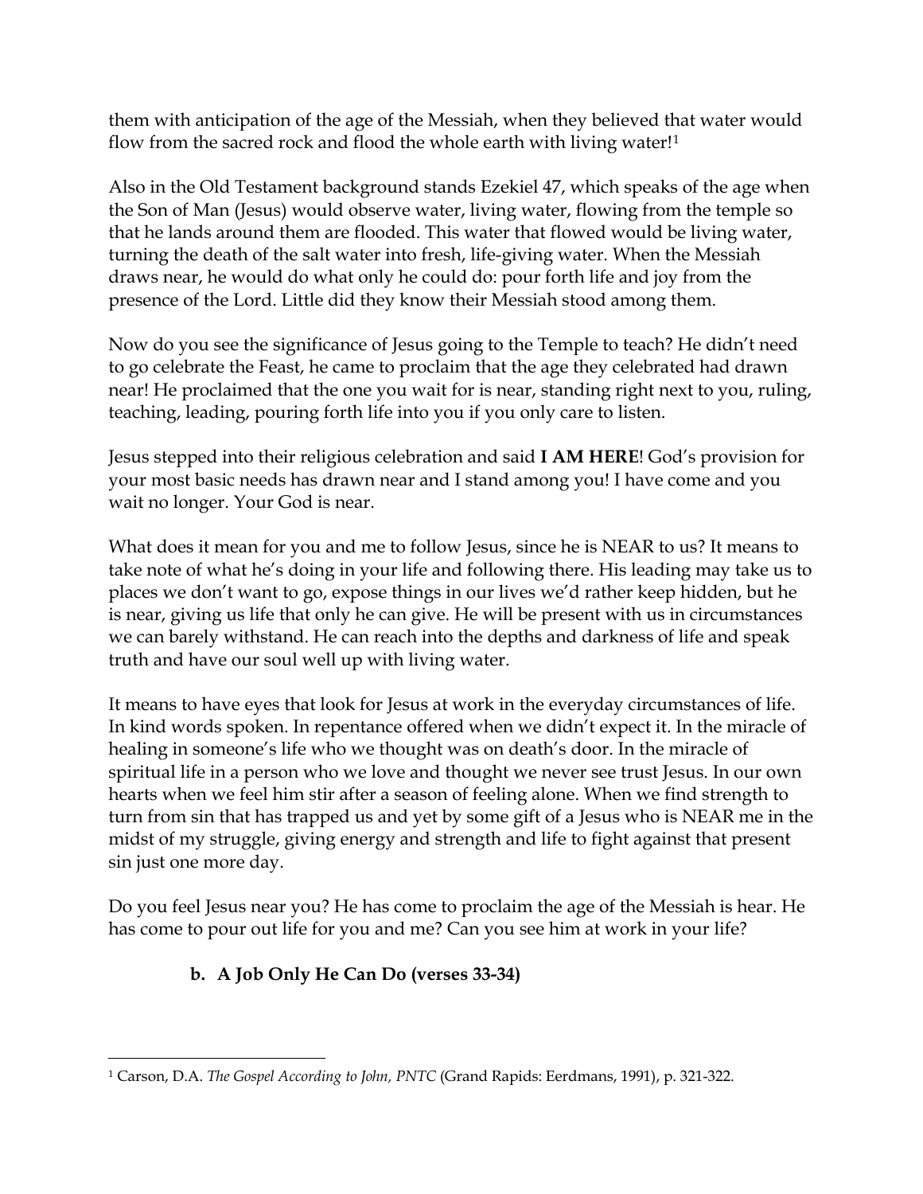them with anticipation of the age of the Messiah, when they believed that water would flow from the sacred rock and flood the whole earth with living water![1]

Also in the Old Testament background stands Ezekiel 47, which speaks of the age when the Son of Man (Jesus) would observe water, living water, flowing from the temple so that he lands around them are flooded. This water that flowed would be living water, turning the death of the salt water into fresh, life-giving water. When the Messiah draws near, he would do what only he could do: pour forth life and joy from the presence of the Lord. Little did they know their Messiah stood among them.

Now do you see the significance of Jesus going to the Temple to teach? He didn't need to go celebrate the Feast, he came to proclaim that the age they celebrated had drawn near! He proclaimed that the one you wait for is near, standing right next to you, ruling, teaching, leading, pouring forth life into you if you only care to listen.

Jesus stepped into their religious celebration and said **I AM HERE**! God's provision for your most basic needs has drawn near and I stand among you! I have come and you wait no longer. Your God is near.

What does it mean for you and me to follow Jesus, since he is NEAR to us? It means to take note of what he's doing in your life and following there. His leading may take us to places we don't want to go, expose things in our lives we'd rather keep hidden, but he is near, giving us life that only he can give. He will be present with us in circumstances we can barely withstand. He can reach into the depths and darkness of life and speak truth and have our soul well up with living water.

It means to have eyes that look for Jesus at work in the everyday circumstances of life. In kind words spoken. In repentance offered when we didn't expect it. In the miracle of healing in someone's life who we thought was on death's door. In the miracle of spiritual life in a person who we love and thought we never see trust Jesus. In our own hearts when we feel him stir after a season of feeling alone. When we find strength to turn from sin that has trapped us and yet by some gift of a Jesus who is NEAR me in the midst of my struggle, giving energy and strength and life to fight against that present sin just one more day.

Do you feel Jesus near you? He has come to proclaim the age of the Messiah is hear. He has come to pour out life for you and me? Can you see him at work in your life?

**b. A Job Only He Can Do (verses 33-34)**

---

[1] Carson, D.A. *The Gospel According to John, PNTC* (Grand Rapids: Eerdmans, 1991), p. 321-322.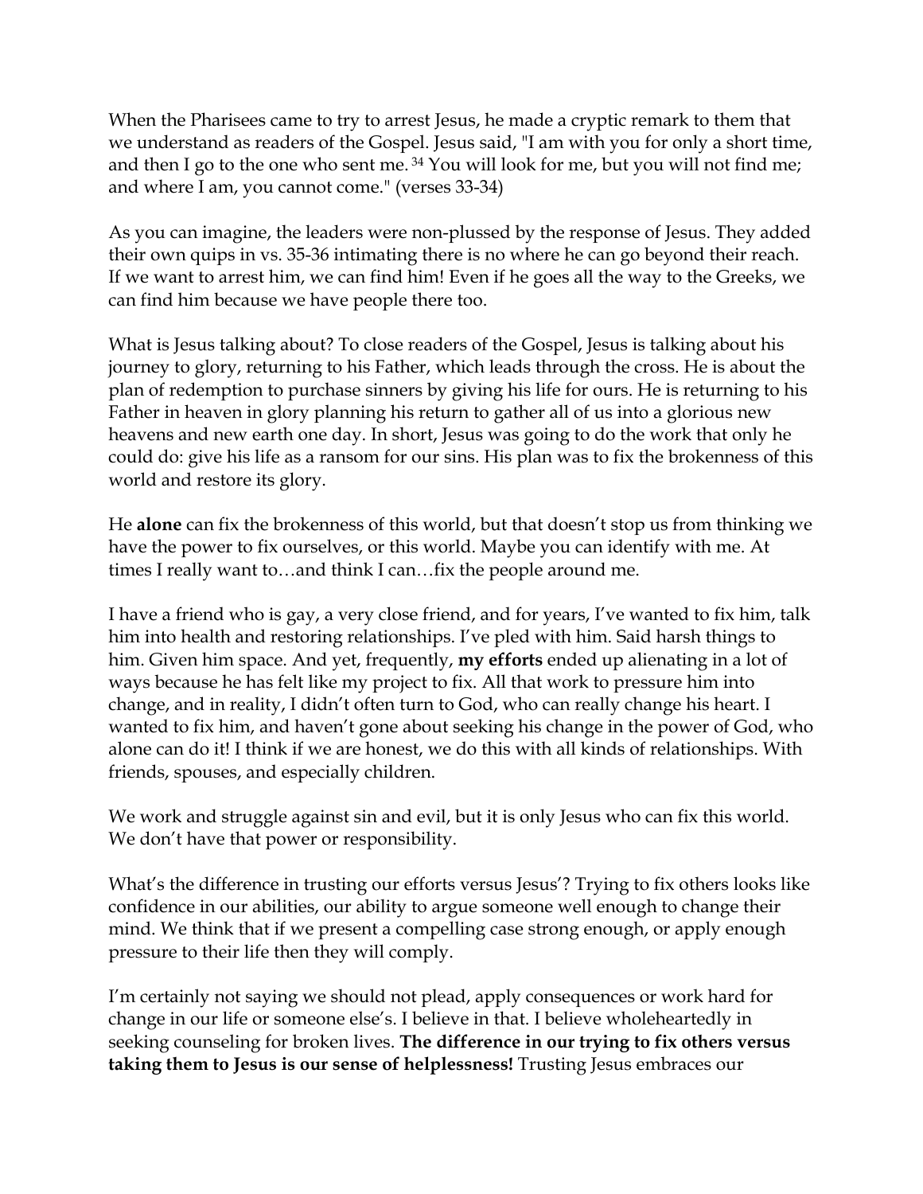When the Pharisees came to try to arrest Jesus, he made a cryptic remark to them that we understand as readers of the Gospel. Jesus said, "I am with you for only a short time, and then I go to the one who sent me. [34] You will look for me, but you will not find me; and where I am, you cannot come." (verses 33-34)

As you can imagine, the leaders were non-plussed by the response of Jesus. They added their own quips in vs. 35-36 intimating there is no where he can go beyond their reach. If we want to arrest him, we can find him! Even if he goes all the way to the Greeks, we can find him because we have people there too.

What is Jesus talking about? To close readers of the Gospel, Jesus is talking about his journey to glory, returning to his Father, which leads through the cross. He is about the plan of redemption to purchase sinners by giving his life for ours. He is returning to his Father in heaven in glory planning his return to gather all of us into a glorious new heavens and new earth one day. In short, Jesus was going to do the work that only he could do: give his life as a ransom for our sins. His plan was to fix the brokenness of this world and restore its glory.

He **alone** can fix the brokenness of this world, but that doesn't stop us from thinking we have the power to fix ourselves, or this world. Maybe you can identify with me. At times I really want to…and think I can…fix the people around me.

I have a friend who is gay, a very close friend, and for years, I've wanted to fix him, talk him into health and restoring relationships. I've pled with him. Said harsh things to him. Given him space. And yet, frequently, **my efforts** ended up alienating in a lot of ways because he has felt like my project to fix. All that work to pressure him into change, and in reality, I didn't often turn to God, who can really change his heart. I wanted to fix him, and haven't gone about seeking his change in the power of God, who alone can do it! I think if we are honest, we do this with all kinds of relationships. With friends, spouses, and especially children.

We work and struggle against sin and evil, but it is only Jesus who can fix this world. We don't have that power or responsibility.

What's the difference in trusting our efforts versus Jesus'? Trying to fix others looks like confidence in our abilities, our ability to argue someone well enough to change their mind. We think that if we present a compelling case strong enough, or apply enough pressure to their life then they will comply.

I'm certainly not saying we should not plead, apply consequences or work hard for change in our life or someone else's. I believe in that. I believe wholeheartedly in seeking counseling for broken lives. **The difference in our trying to fix others versus taking them to Jesus is our sense of helplessness!** Trusting Jesus embraces our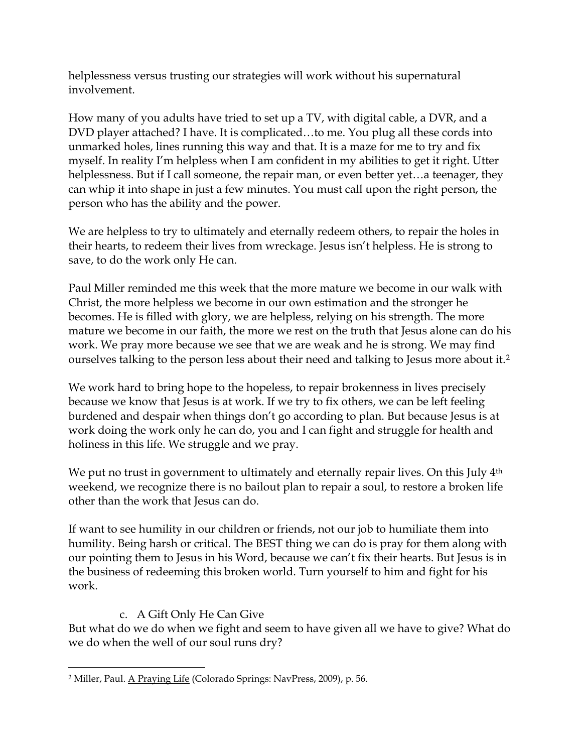helplessness versus trusting our strategies will work without his supernatural involvement.

How many of you adults have tried to set up a TV, with digital cable, a DVR, and a DVD player attached? I have. It is complicated…to me. You plug all these cords into unmarked holes, lines running this way and that. It is a maze for me to try and fix myself. In reality I'm helpless when I am confident in my abilities to get it right. Utter helplessness. But if I call someone, the repair man, or even better yet…a teenager, they can whip it into shape in just a few minutes. You must call upon the right person, the person who has the ability and the power.

We are helpless to try to ultimately and eternally redeem others, to repair the holes in their hearts, to redeem their lives from wreckage. Jesus isn't helpless. He is strong to save, to do the work only He can.

Paul Miller reminded me this week that the more mature we become in our walk with Christ, the more helpless we become in our own estimation and the stronger he becomes. He is filled with glory, we are helpless, relying on his strength. The more mature we become in our faith, the more we rest on the truth that Jesus alone can do his work. We pray more because we see that we are weak and he is strong. We may find ourselves talking to the person less about their need and talking to Jesus more about it.[2]

We work hard to bring hope to the hopeless, to repair brokenness in lives precisely because we know that Jesus is at work. If we try to fix others, we can be left feeling burdened and despair when things don't go according to plan. But because Jesus is at work doing the work only he can do, you and I can fight and struggle for health and holiness in this life. We struggle and we pray.

We put no trust in government to ultimately and eternally repair lives. On this July 4th weekend, we recognize there is no bailout plan to repair a soul, to restore a broken life other than the work that Jesus can do.

If want to see humility in our children or friends, not our job to humiliate them into humility. Being harsh or critical. The BEST thing we can do is pray for them along with our pointing them to Jesus in his Word, because we can't fix their hearts. But Jesus is in the business of redeeming this broken world. Turn yourself to him and fight for his work.

c. A Gift Only He Can Give

But what do we do when we fight and seem to have given all we have to give? What do we do when the well of our soul runs dry?

---

[2] Miller, Paul. A Praying Life (Colorado Springs: NavPress, 2009), p. 56.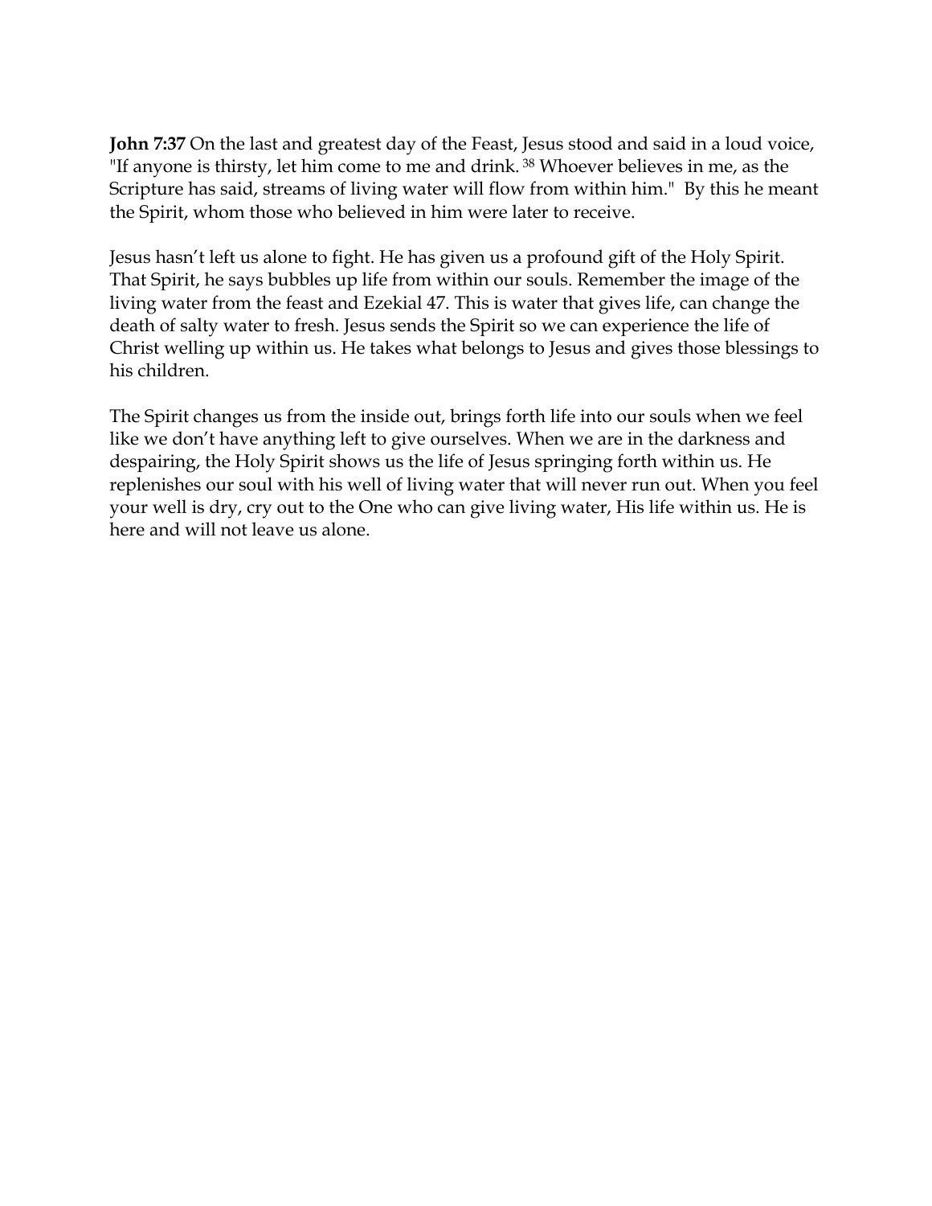**John 7:37** On the last and greatest day of the Feast, Jesus stood and said in a loud voice, "If anyone is thirsty, let him come to me and drink. [38] Whoever believes in me, as the Scripture has said, streams of living water will flow from within him." By this he meant the Spirit, whom those who believed in him were later to receive.

Jesus hasn't left us alone to fight. He has given us a profound gift of the Holy Spirit. That Spirit, he says bubbles up life from within our souls. Remember the image of the living water from the feast and Ezekial 47. This is water that gives life, can change the death of salty water to fresh. Jesus sends the Spirit so we can experience the life of Christ welling up within us. He takes what belongs to Jesus and gives those blessings to his children.

The Spirit changes us from the inside out, brings forth life into our souls when we feel like we don't have anything left to give ourselves. When we are in the darkness and despairing, the Holy Spirit shows us the life of Jesus springing forth within us. He replenishes our soul with his well of living water that will never run out. When you feel your well is dry, cry out to the One who can give living water, His life within us. He is here and will not leave us alone.